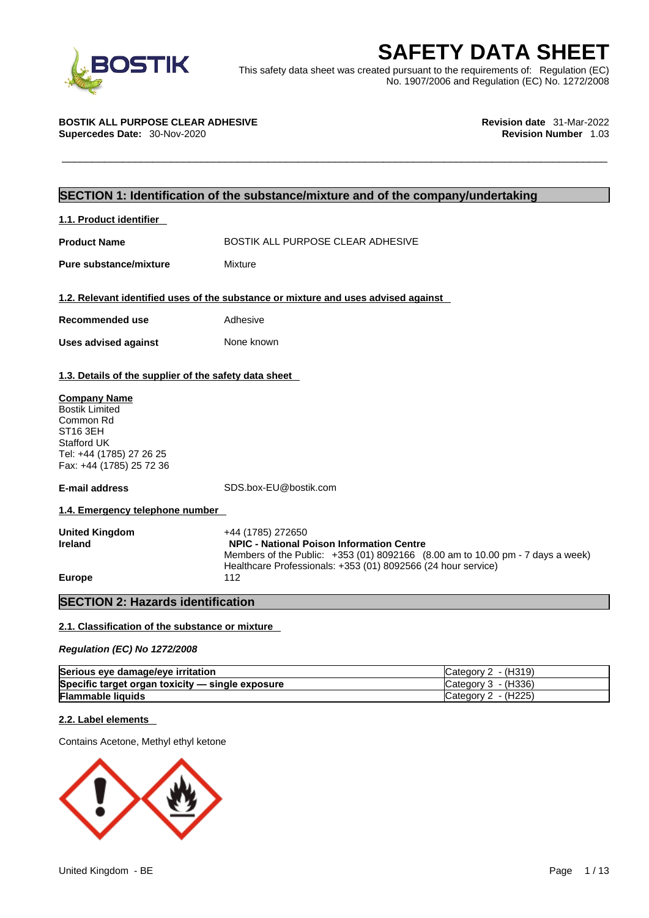# SAFETY DATA SHEET

This safety data sheet was created pursuant to the requirements of: Regulation (EC) No. 1907/2006 and Regulation (EC) No. 1272/2008

**BOSTIK ALL PURPOSE CLEAR ADHESIVE**
**Supercedes Date:** 30-Nov-2020

**Revision date** 31-Mar-2022
**Revision Number** 1.03

## SECTION 1: Identification of the substance/mixture and of the company/undertaking

### 1.1. Product identifier

**Product Name** BOSTIK ALL PURPOSE CLEAR ADHESIVE

**Pure substance/mixture** Mixture

### 1.2. Relevant identified uses of the substance or mixture and uses advised against

**Recommended use** Adhesive

**Uses advised against** None known

### 1.3. Details of the supplier of the safety data sheet

**Company Name**
Bostik Limited
Common Rd
ST16 3EH
Stafford UK
Tel: +44 (1785) 27 26 25
Fax: +44 (1785) 25 72 36

**E-mail address** SDS.box-EU@bostik.com

### 1.4. Emergency telephone number

**United Kingdom** +44 (1785) 272650

**Ireland** **NPIC - National Poison Information Centre**
Members of the Public: +353 (01) 8092166 (8.00 am to 10.00 pm - 7 days a week)
Healthcare Professionals: +353 (01) 8092566 (24 hour service)

**Europe** 112

## SECTION 2: Hazards identification

### 2.1. Classification of the substance or mixture

*Regulation (EC) No 1272/2008*

| | |
|---|---|
| **Serious eye damage/eye irritation** | Category 2 - (H319) |
| **Specific target organ toxicity — single exposure** | Category 3 - (H336) |
| **Flammable liquids** | Category 2 - (H225) |

### 2.2. Label elements

Contains Acetone, Methyl ethyl ketone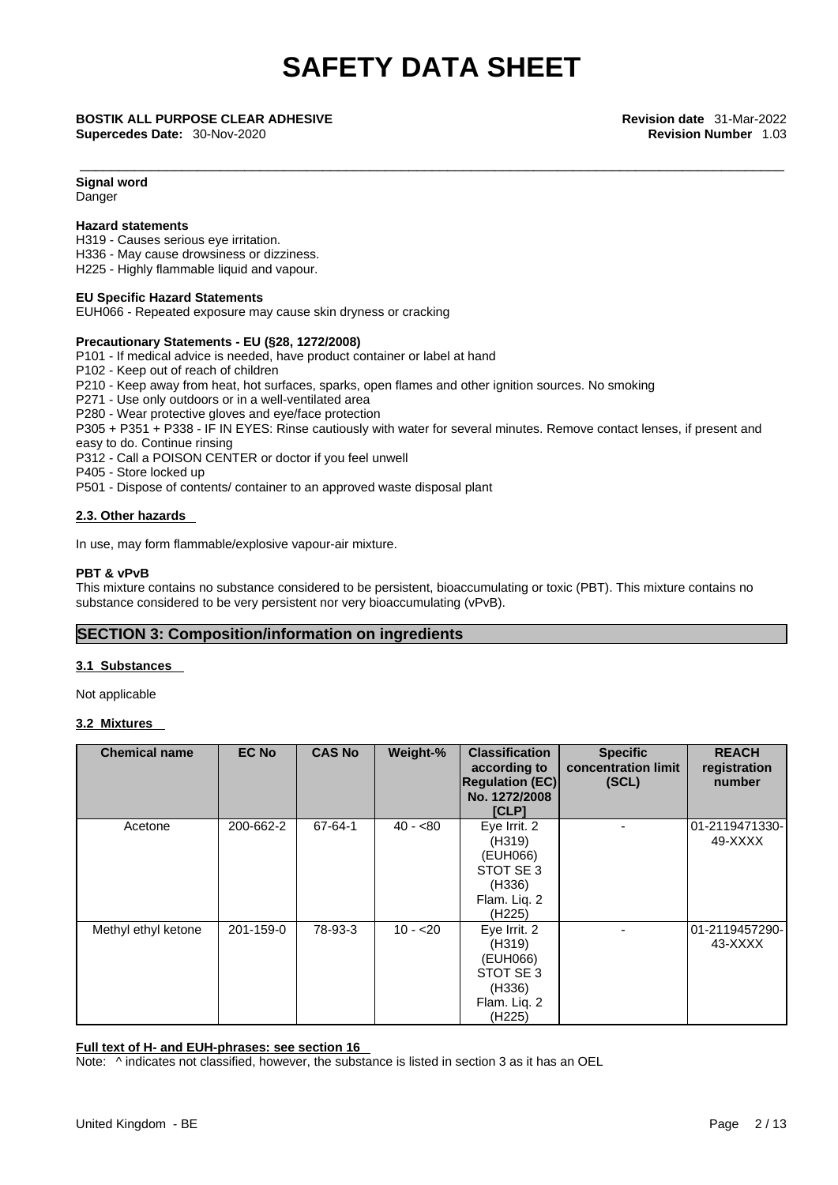**Signal word**
Danger

**Hazard statements**
H319 - Causes serious eye irritation.
H336 - May cause drowsiness or dizziness.
H225 - Highly flammable liquid and vapour.

**EU Specific Hazard Statements**
EUH066 - Repeated exposure may cause skin dryness or cracking

**Precautionary Statements - EU (§28, 1272/2008)**
P101 - If medical advice is needed, have product container or label at hand
P102 - Keep out of reach of children
P210 - Keep away from heat, hot surfaces, sparks, open flames and other ignition sources. No smoking
P271 - Use only outdoors or in a well-ventilated area
P280 - Wear protective gloves and eye/face protection
P305 + P351 + P338 - IF IN EYES: Rinse cautiously with water for several minutes. Remove contact lenses, if present and easy to do. Continue rinsing
P312 - Call a POISON CENTER or doctor if you feel unwell
P405 - Store locked up
P501 - Dispose of contents/ container to an approved waste disposal plant

**2.3. Other hazards**

In use, may form flammable/explosive vapour-air mixture.

**PBT & vPvB**
This mixture contains no substance considered to be persistent, bioaccumulating or toxic (PBT). This mixture contains no substance considered to be very persistent nor very bioaccumulating (vPvB).

## SECTION 3: Composition/information on ingredients

**3.1 Substances**

Not applicable

**3.2 Mixtures**

| Chemical name | EC No | CAS No | Weight-% | Classification according to Regulation (EC) No. 1272/2008 [CLP] | Specific concentration limit (SCL) | REACH registration number |
|---|---|---|---|---|---|---|
| Acetone | 200-662-2 | 67-64-1 | 40 - <80 | Eye Irrit. 2 (H319) (EUH066) STOT SE 3 (H336) Flam. Liq. 2 (H225) | - | 01-2119471330-49-XXXX |
| Methyl ethyl ketone | 201-159-0 | 78-93-3 | 10 - <20 | Eye Irrit. 2 (H319) (EUH066) STOT SE 3 (H336) Flam. Liq. 2 (H225) | - | 01-2119457290-43-XXXX |

**Full text of H- and EUH-phrases: see section 16**

Note: ^ indicates not classified, however, the substance is listed in section 3 as it has an OEL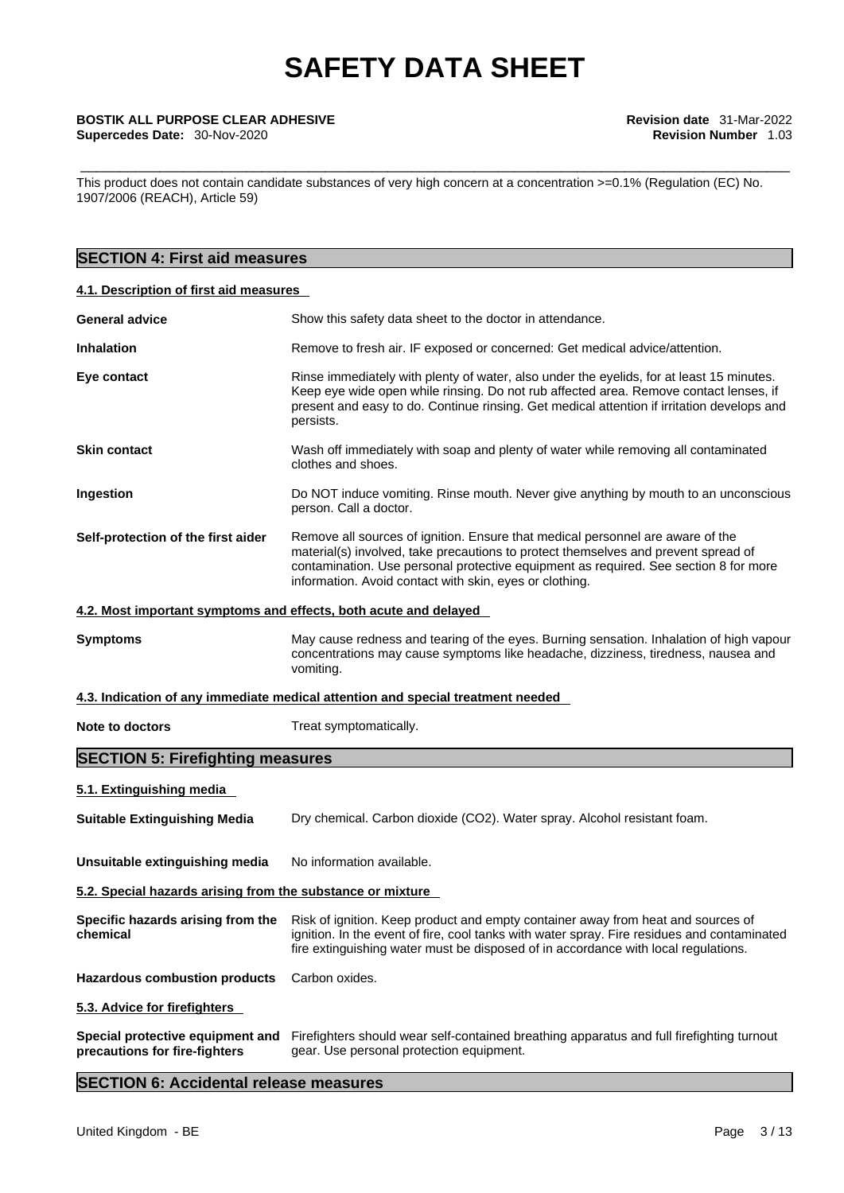This product does not contain candidate substances of very high concern at a concentration >=0.1% (Regulation (EC) No. 1907/2006 (REACH), Article 59)

## SECTION 4: First aid measures

### 4.1. Description of first aid measures

**General advice** Show this safety data sheet to the doctor in attendance.

**Inhalation** Remove to fresh air. IF exposed or concerned: Get medical advice/attention.

**Eye contact** Rinse immediately with plenty of water, also under the eyelids, for at least 15 minutes. Keep eye wide open while rinsing. Do not rub affected area. Remove contact lenses, if present and easy to do. Continue rinsing. Get medical attention if irritation develops and persists.

**Skin contact** Wash off immediately with soap and plenty of water while removing all contaminated clothes and shoes.

**Ingestion** Do NOT induce vomiting. Rinse mouth. Never give anything by mouth to an unconscious person. Call a doctor.

**Self-protection of the first aider** Remove all sources of ignition. Ensure that medical personnel are aware of the material(s) involved, take precautions to protect themselves and prevent spread of contamination. Use personal protective equipment as required. See section 8 for more information. Avoid contact with skin, eyes or clothing.

### 4.2. Most important symptoms and effects, both acute and delayed

**Symptoms** May cause redness and tearing of the eyes. Burning sensation. Inhalation of high vapour concentrations may cause symptoms like headache, dizziness, tiredness, nausea and vomiting.

### 4.3. Indication of any immediate medical attention and special treatment needed

**Note to doctors** Treat symptomatically.

## SECTION 5: Firefighting measures

### 5.1. Extinguishing media

**Suitable Extinguishing Media** Dry chemical. Carbon dioxide ($CO_2$). Water spray. Alcohol resistant foam.

**Unsuitable extinguishing media** No information available.

### 5.2. Special hazards arising from the substance or mixture

**Specific hazards arising from the chemical** Risk of ignition. Keep product and empty container away from heat and sources of ignition. In the event of fire, cool tanks with water spray. Fire residues and contaminated fire extinguishing water must be disposed of in accordance with local regulations.

**Hazardous combustion products** Carbon oxides.

### 5.3. Advice for firefighters

**Special protective equipment and precautions for fire-fighters** Firefighters should wear self-contained breathing apparatus and full firefighting turnout gear. Use personal protection equipment.

## SECTION 6: Accidental release measures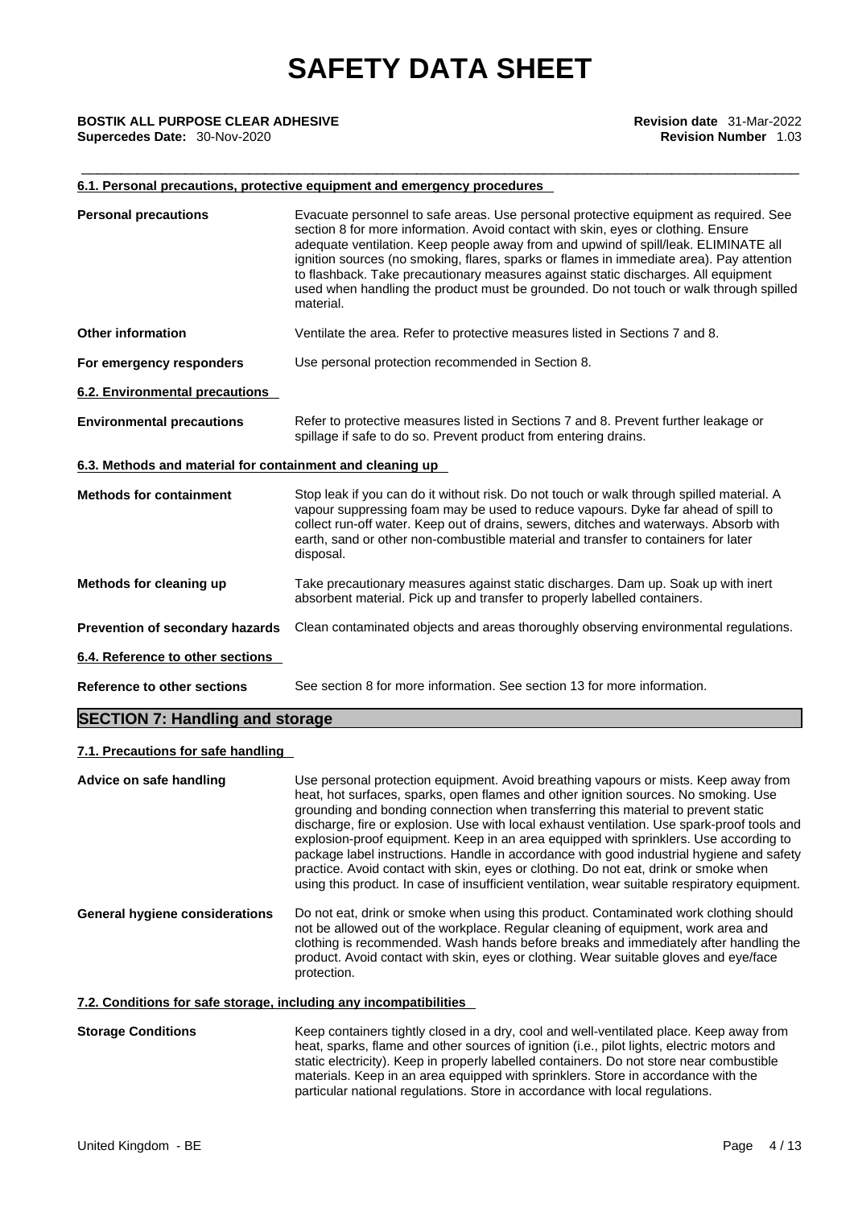### 6.1. Personal precautions, protective equipment and emergency procedures

**Personal precautions** Evacuate personnel to safe areas. Use personal protective equipment as required. See section 8 for more information. Avoid contact with skin, eyes or clothing. Ensure adequate ventilation. Keep people away from and upwind of spill/leak. ELIMINATE all ignition sources (no smoking, flares, sparks or flames in immediate area). Pay attention to flashback. Take precautionary measures against static discharges. All equipment used when handling the product must be grounded. Do not touch or walk through spilled material.

**Other information** Ventilate the area. Refer to protective measures listed in Sections 7 and 8.

**For emergency responders** Use personal protection recommended in Section 8.

### 6.2. Environmental precautions

**Environmental precautions** Refer to protective measures listed in Sections 7 and 8. Prevent further leakage or spillage if safe to do so. Prevent product from entering drains.

### 6.3. Methods and material for containment and cleaning up

**Methods for containment** Stop leak if you can do it without risk. Do not touch or walk through spilled material. A vapour suppressing foam may be used to reduce vapours. Dyke far ahead of spill to collect run-off water. Keep out of drains, sewers, ditches and waterways. Absorb with earth, sand or other non-combustible material and transfer to containers for later disposal.

**Methods for cleaning up** Take precautionary measures against static discharges. Dam up. Soak up with inert absorbent material. Pick up and transfer to properly labelled containers.

**Prevention of secondary hazards** Clean contaminated objects and areas thoroughly observing environmental regulations.

### 6.4. Reference to other sections

**Reference to other sections** See section 8 for more information. See section 13 for more information.

## SECTION 7: Handling and storage

### 7.1. Precautions for safe handling

**Advice on safe handling** Use personal protection equipment. Avoid breathing vapours or mists. Keep away from heat, hot surfaces, sparks, open flames and other ignition sources. No smoking. Use grounding and bonding connection when transferring this material to prevent static discharge, fire or explosion. Use with local exhaust ventilation. Use spark-proof tools and explosion-proof equipment. Keep in an area equipped with sprinklers. Use according to package label instructions. Handle in accordance with good industrial hygiene and safety practice. Avoid contact with skin, eyes or clothing. Do not eat, drink or smoke when using this product. In case of insufficient ventilation, wear suitable respiratory equipment.

**General hygiene considerations** Do not eat, drink or smoke when using this product. Contaminated work clothing should not be allowed out of the workplace. Regular cleaning of equipment, work area and clothing is recommended. Wash hands before breaks and immediately after handling the product. Avoid contact with skin, eyes or clothing. Wear suitable gloves and eye/face protection.

### 7.2. Conditions for safe storage, including any incompatibilities

**Storage Conditions** Keep containers tightly closed in a dry, cool and well-ventilated place. Keep away from heat, sparks, flame and other sources of ignition (i.e., pilot lights, electric motors and static electricity). Keep in properly labelled containers. Do not store near combustible materials. Keep in an area equipped with sprinklers. Store in accordance with the particular national regulations. Store in accordance with local regulations.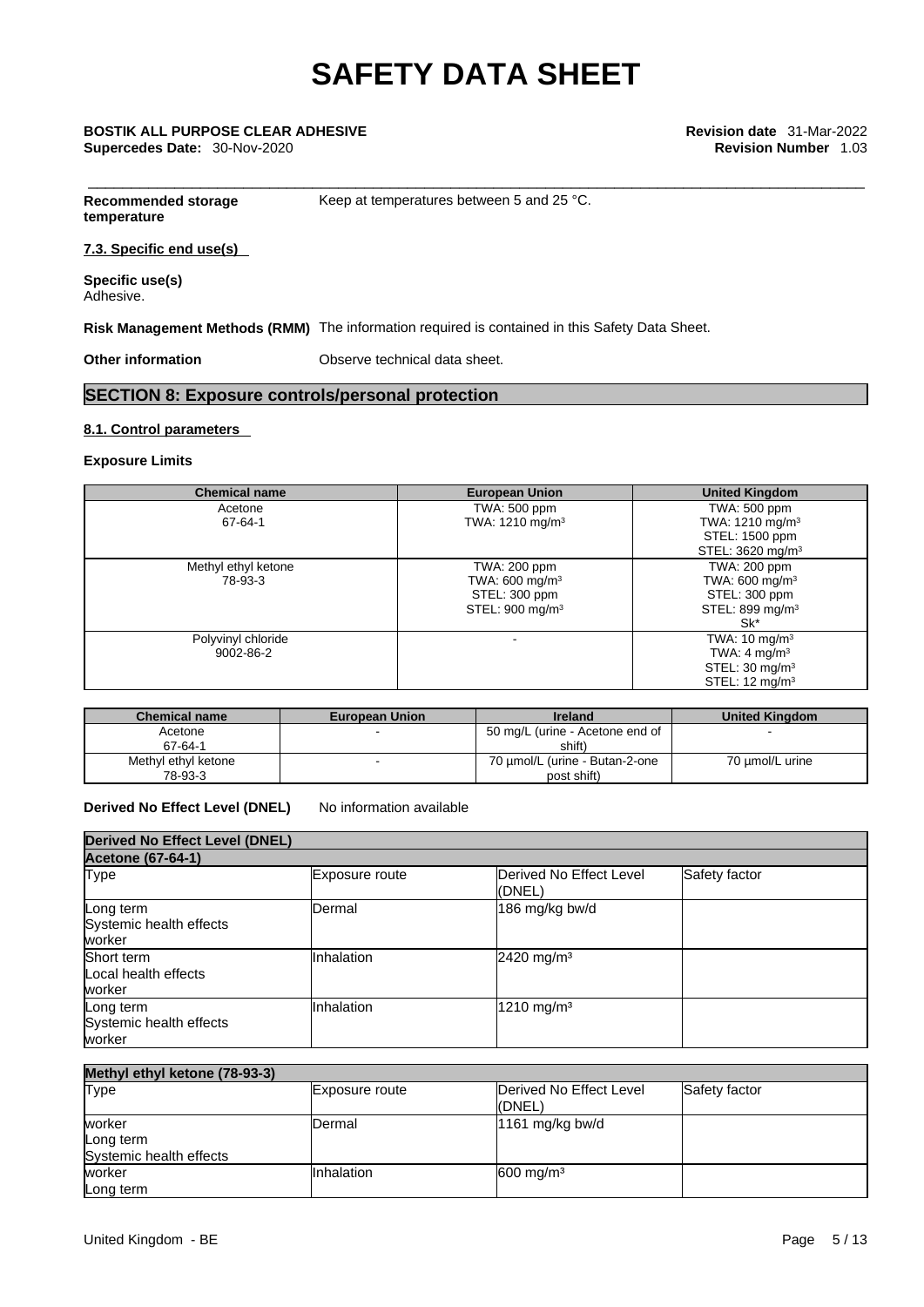**Recommended storage temperature** Keep at temperatures between 5 and 25 °C.

**7.3. Specific end use(s)**

**Specific use(s)**
Adhesive.

**Risk Management Methods (RMM)** The information required is contained in this Safety Data Sheet.

**Other information** Observe technical data sheet.

## SECTION 8: Exposure controls/personal protection

### 8.1. Control parameters

**Exposure Limits**

| Chemical name | European Union | United Kingdom |
|---|---|---|
| Acetone<br>67-64-1 | TWA: 500 ppm<br>TWA: 1210 mg/m³ | TWA: 500 ppm<br>TWA: 1210 mg/m³<br>STEL: 1500 ppm<br>STEL: 3620 mg/m³ |
| Methyl ethyl ketone<br>78-93-3 | TWA: 200 ppm<br>TWA: 600 mg/m³<br>STEL: 300 ppm<br>STEL: 900 mg/m³ | TWA: 200 ppm<br>TWA: 600 mg/m³<br>STEL: 300 ppm<br>STEL: 899 mg/m³<br>Sk* |
| Polyvinyl chloride<br>9002-86-2 | - | TWA: 10 mg/m³<br>TWA: 4 mg/m³<br>STEL: 30 mg/m³<br>STEL: 12 mg/m³ |

| Chemical name | European Union | Ireland | United Kingdom |
|---|---|---|---|
| Acetone<br>67-64-1 | - | 50 mg/L (urine - Acetone end of shift) | - |
| Methyl ethyl ketone<br>78-93-3 | - | 70 µmol/L (urine - Butan-2-one post shift) | 70 µmol/L urine |

**Derived No Effect Level (DNEL)** No information available

| Derived No Effect Level (DNEL) | | | |
|---|---|---|---|
| **Acetone (67-64-1)** | | | |
| Type | Exposure route | Derived No Effect Level (DNEL) | Safety factor |
| Long term<br>Systemic health effects<br>worker | Dermal | 186 mg/kg bw/d | |
| Short term<br>Local health effects<br>worker | Inhalation | 2420 mg/m³ | |
| Long term<br>Systemic health effects<br>worker | Inhalation | 1210 mg/m³ | |

| Methyl ethyl ketone (78-93-3) | | | |
|---|---|---|---|
| Type | Exposure route | Derived No Effect Level (DNEL) | Safety factor |
| worker<br>Long term<br>Systemic health effects | Dermal | 1161 mg/kg bw/d | |
| worker<br>Long term | Inhalation | 600 mg/m³ | |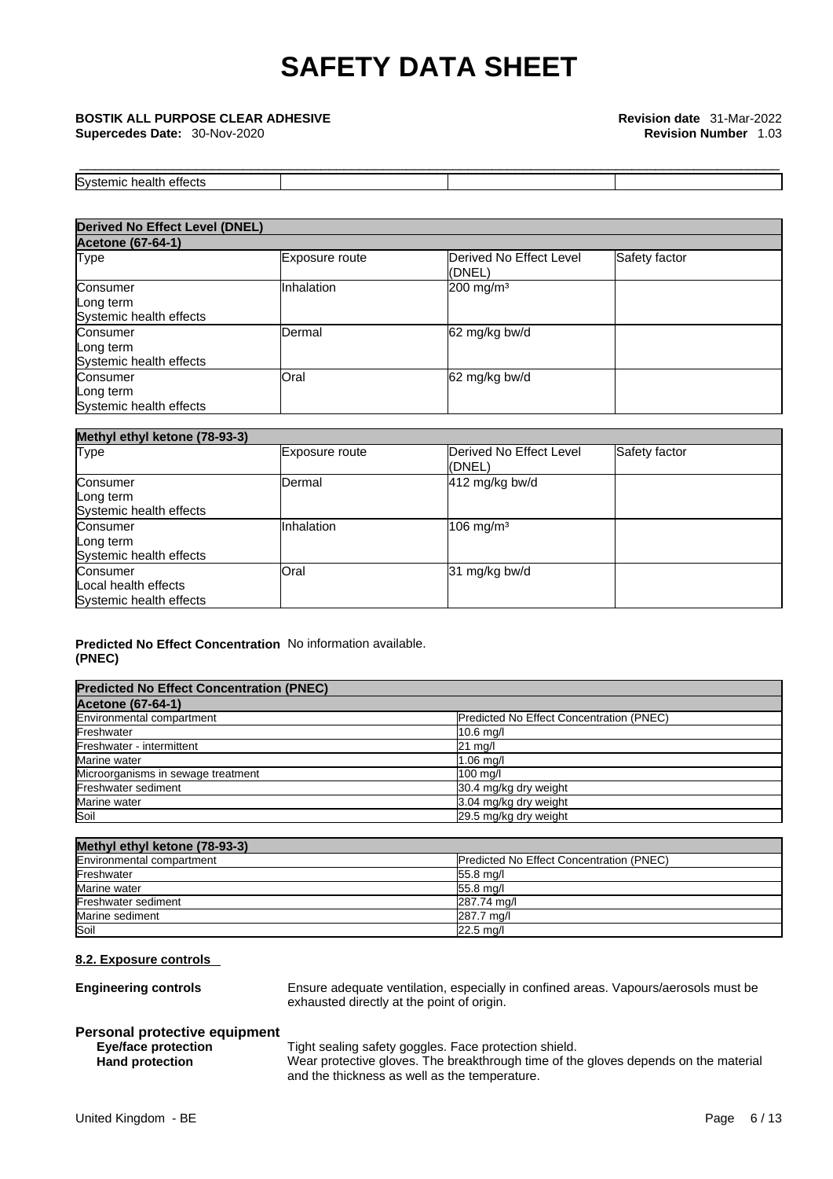| Systemic health effects | | | |
|---|---|---|---|

**Derived No Effect Level (DNEL)**

**Acetone (67-64-1)**

| Type | Exposure route | Derived No Effect Level (DNEL) | Safety factor |
|---|---|---|---|
| Consumer<br>Long term<br>Systemic health effects | Inhalation | 200 mg/m³ | |
| Consumer<br>Long term<br>Systemic health effects | Dermal | 62 mg/kg bw/d | |
| Consumer<br>Long term<br>Systemic health effects | Oral | 62 mg/kg bw/d | |

**Methyl ethyl ketone (78-93-3)**

| Type | Exposure route | Derived No Effect Level (DNEL) | Safety factor |
|---|---|---|---|
| Consumer<br>Long term<br>Systemic health effects | Dermal | 412 mg/kg bw/d | |
| Consumer<br>Long term<br>Systemic health effects | Inhalation | 106 mg/m³ | |
| Consumer<br>Local health effects<br>Systemic health effects | Oral | 31 mg/kg bw/d | |

**Predicted No Effect Concentration (PNEC)** No information available.

**Predicted No Effect Concentration (PNEC)**

**Acetone (67-64-1)**

| Environmental compartment | Predicted No Effect Concentration (PNEC) |
|---|---|
| Freshwater | 10.6 mg/l |
| Freshwater - intermittent | 21 mg/l |
| Marine water | 1.06 mg/l |
| Microorganisms in sewage treatment | 100 mg/l |
| Freshwater sediment | 30.4 mg/kg dry weight |
| Marine water | 3.04 mg/kg dry weight |
| Soil | 29.5 mg/kg dry weight |

**Methyl ethyl ketone (78-93-3)**

| Environmental compartment | Predicted No Effect Concentration (PNEC) |
|---|---|
| Freshwater | 55.8 mg/l |
| Marine water | 55.8 mg/l |
| Freshwater sediment | 287.74 mg/l |
| Marine sediment | 287.7 mg/l |
| Soil | 22.5 mg/l |

## 8.2. Exposure controls

**Engineering controls** Ensure adequate ventilation, especially in confined areas. Vapours/aerosols must be exhausted directly at the point of origin.

### Personal protective equipment

**Eye/face protection** Tight sealing safety goggles. Face protection shield.

**Hand protection** Wear protective gloves. The breakthrough time of the gloves depends on the material and the thickness as well as the temperature.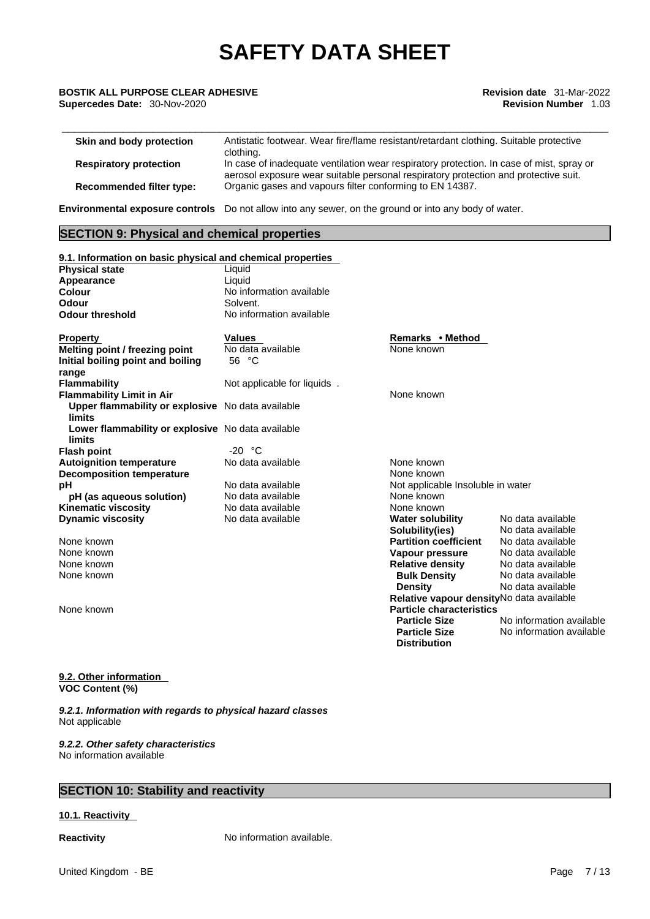| | |
|---|---|
| **Skin and body protection** | Antistatic footwear. Wear fire/flame resistant/retardant clothing. Suitable protective clothing. |
| **Respiratory protection** | In case of inadequate ventilation wear respiratory protection. In case of mist, spray or aerosol exposure wear suitable personal respiratory protection and protective suit. |
| **Recommended filter type:** | Organic gases and vapours filter conforming to EN 14387. |

**Environmental exposure controls** Do not allow into any sewer, on the ground or into any body of water.

## SECTION 9: Physical and chemical properties

### 9.1. Information on basic physical and chemical properties

| | |
|---|---|
| **Physical state** | Liquid |
| **Appearance** | Liquid |
| **Colour** | No information available |
| **Odour** | Solvent. |
| **Odour threshold** | No information available |

| Property | Values | Remarks • Method |
|---|---|---|
| **Melting point / freezing point** | No data available | None known |
| **Initial boiling point and boiling range** | 56 °C | |
| **Flammability** | Not applicable for liquids . | |
| **Flammability Limit in Air** | | None known |
| **Upper flammability or explosive limits** | No data available | |
| **Lower flammability or explosive limits** | No data available | |
| **Flash point** | -20 °C | |
| **Autoignition temperature** | No data available | None known |
| **Decomposition temperature** | | None known |
| **pH** | No data available | Not applicable Insoluble in water |
| **pH (as aqueous solution)** | No data available | None known |
| **Kinematic viscosity** | No data available | None known |
| **Dynamic viscosity** | No data available | None known |
| **Water solubility** | No data available | |
| **Solubility(ies)** | No data available | None known |
| **Partition coefficient** | No data available | None known |
| **Vapour pressure** | No data available | None known |
| **Relative density** | No data available | None known |
| **Bulk Density** | No data available | |
| **Density** | No data available | |
| **Relative vapour density** | No data available | None known |
| **Particle characteristics** | | |
| **Particle Size** | No information available | |
| **Particle Size Distribution** | No information available | |

### 9.2. Other information

**VOC Content (%)**

*9.2.1. Information with regards to physical hazard classes*
Not applicable

*9.2.2. Other safety characteristics*
No information available

## SECTION 10: Stability and reactivity

### 10.1. Reactivity

**Reactivity** No information available.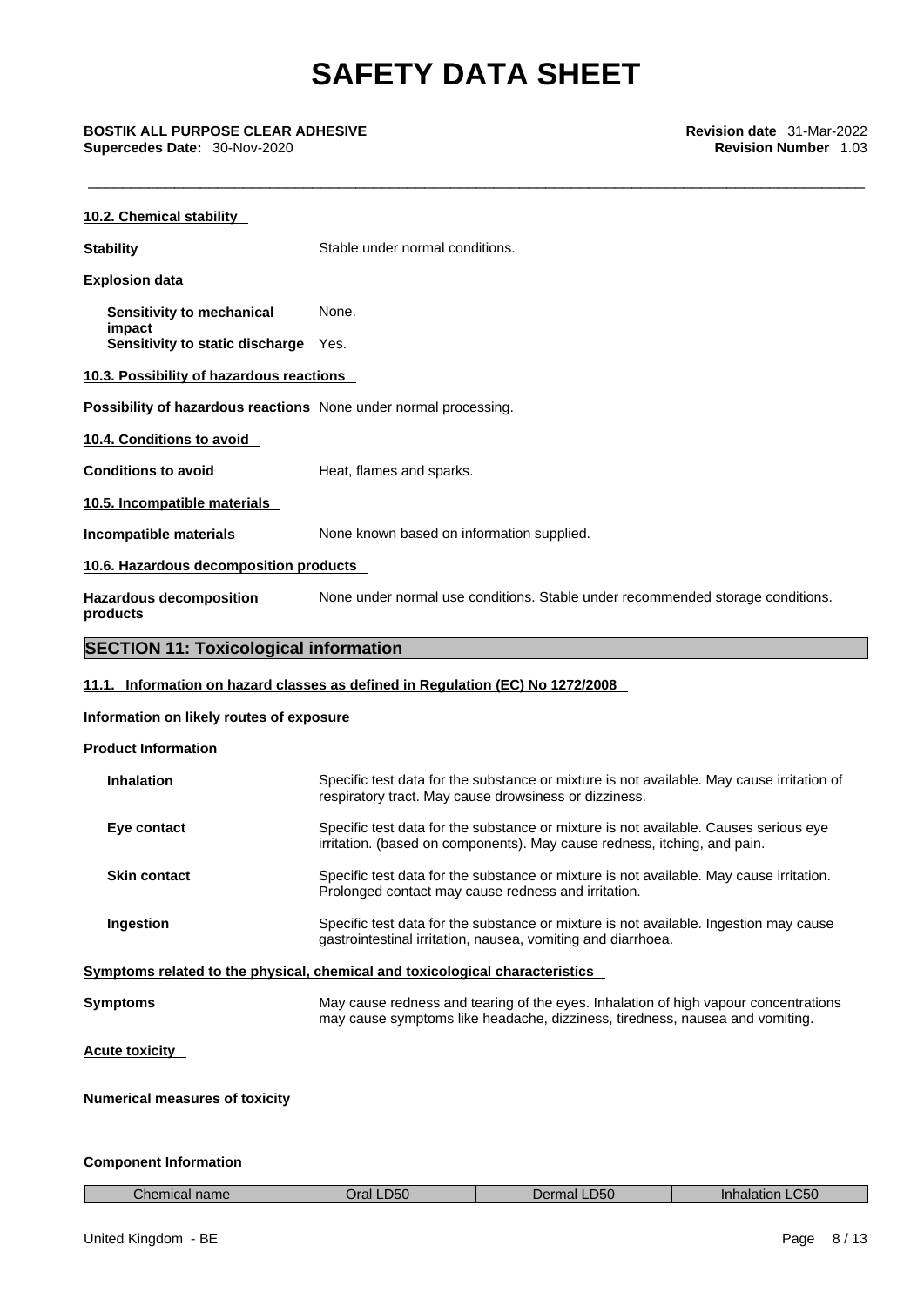#### 10.2. Chemical stability

**Stability** Stable under normal conditions.

**Explosion data**

**Sensitivity to mechanical impact** None.

**Sensitivity to static discharge** Yes.

#### 10.3. Possibility of hazardous reactions

**Possibility of hazardous reactions** None under normal processing.

#### 10.4. Conditions to avoid

**Conditions to avoid** Heat, flames and sparks.

#### 10.5. Incompatible materials

**Incompatible materials** None known based on information supplied.

#### 10.6. Hazardous decomposition products

**Hazardous decomposition products** None under normal use conditions. Stable under recommended storage conditions.

## SECTION 11: Toxicological information

#### 11.1. Information on hazard classes as defined in Regulation (EC) No 1272/2008

#### Information on likely routes of exposure

**Product Information**

**Inhalation** Specific test data for the substance or mixture is not available. May cause irritation of respiratory tract. May cause drowsiness or dizziness.

**Eye contact** Specific test data for the substance or mixture is not available. Causes serious eye irritation. (based on components). May cause redness, itching, and pain.

**Skin contact** Specific test data for the substance or mixture is not available. May cause irritation. Prolonged contact may cause redness and irritation.

**Ingestion** Specific test data for the substance or mixture is not available. Ingestion may cause gastrointestinal irritation, nausea, vomiting and diarrhoea.

#### Symptoms related to the physical, chemical and toxicological characteristics

**Symptoms** May cause redness and tearing of the eyes. Inhalation of high vapour concentrations may cause symptoms like headache, dizziness, tiredness, nausea and vomiting.

#### Acute toxicity

**Numerical measures of toxicity**

**Component Information**

| Chemical name | Oral LD50 | Dermal LD50 | Inhalation LC50 |
|---|---|---|---|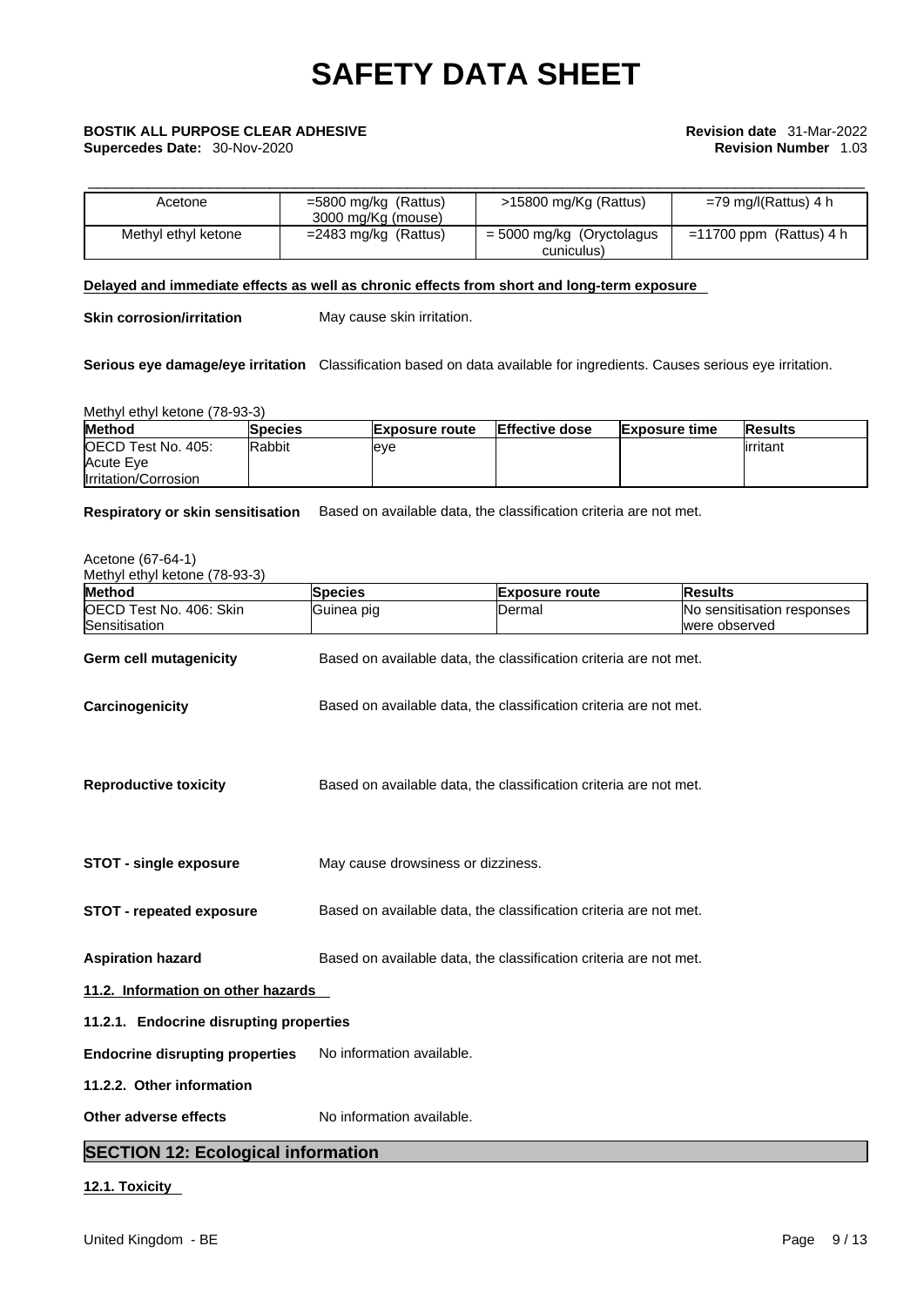| Acetone | =5800 mg/kg (Rattus) 3000 mg/Kg (mouse) | >15800 mg/Kg (Rattus) | =79 mg/l(Rattus) 4 h |
|---|---|---|---|
| Methyl ethyl ketone | =2483 mg/kg (Rattus) | = 5000 mg/kg (Oryctolagus cuniculus) | =11700 ppm (Rattus) 4 h |

**Delayed and immediate effects as well as chronic effects from short and long-term exposure**

**Skin corrosion/irritation** May cause skin irritation.

**Serious eye damage/eye irritation** Classification based on data available for ingredients. Causes serious eye irritation.

Methyl ethyl ketone (78-93-3)

| Method | Species | Exposure route | Effective dose | Exposure time | Results |
|---|---|---|---|---|---|
| OECD Test No. 405: Acute Eye Irritation/Corrosion | Rabbit | eye | | | irritant |

**Respiratory or skin sensitisation** Based on available data, the classification criteria are not met.

Acetone (67-64-1)
Methyl ethyl ketone (78-93-3)

| Method | Species | Exposure route | Results |
|---|---|---|---|
| OECD Test No. 406: Skin Sensitisation | Guinea pig | Dermal | No sensitisation responses were observed |

**Germ cell mutagenicity** Based on available data, the classification criteria are not met.

**Carcinogenicity** Based on available data, the classification criteria are not met.

**Reproductive toxicity** Based on available data, the classification criteria are not met.

**STOT - single exposure** May cause drowsiness or dizziness.

**STOT - repeated exposure** Based on available data, the classification criteria are not met.

**Aspiration hazard** Based on available data, the classification criteria are not met.

**11.2. Information on other hazards**

**11.2.1. Endocrine disrupting properties**

**Endocrine disrupting properties** No information available.

**11.2.2. Other information**

**Other adverse effects** No information available.

## SECTION 12: Ecological information

**12.1. Toxicity**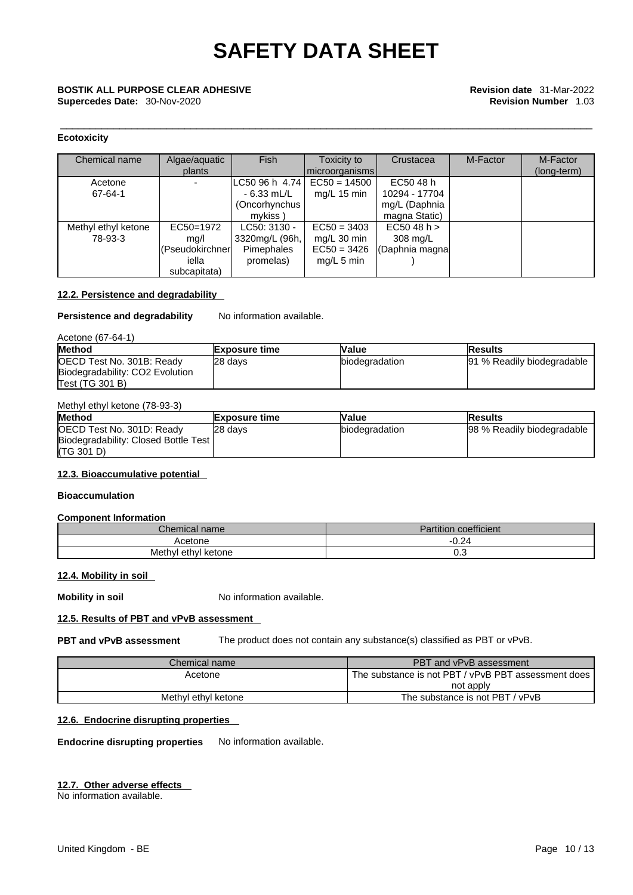**Ecotoxicity**

| Chemical name | Algae/aquatic plants | Fish | Toxicity to microorganisms | Crustacea | M-Factor | M-Factor (long-term) |
|---|---|---|---|---|---|---|
| Acetone 67-64-1 | - | LC50 96 h 4.74 - 6.33 mL/L (Oncorhynchus mykiss ) | EC50 = 14500 mg/L 15 min | EC50 48 h 10294 - 17704 mg/L (Daphnia magna Static) | | |
| Methyl ethyl ketone 78-93-3 | EC50=1972 mg/l (Pseudokirchneriella subcapitata) | LC50: 3130 - 3320mg/L (96h, Pimephales promelas) | EC50 = 3403 mg/L 30 min EC50 = 3426 mg/L 5 min | EC50 48 h > 308 mg/L (Daphnia magna ) | | |

#### 12.2. Persistence and degradability

**Persistence and degradability** No information available.

Acetone (67-64-1)

| Method | Exposure time | Value | Results |
|---|---|---|---|
| OECD Test No. 301B: Ready Biodegradability: CO2 Evolution Test (TG 301 B) | 28 days | biodegradation | 91 % Readily biodegradable |

Methyl ethyl ketone (78-93-3)

| Method | Exposure time | Value | Results |
|---|---|---|---|
| OECD Test No. 301D: Ready Biodegradability: Closed Bottle Test (TG 301 D) | 28 days | biodegradation | 98 % Readily biodegradable |

#### 12.3. Bioaccumulative potential

**Bioaccumulation**

**Component Information**

| Chemical name | Partition coefficient |
|---|---|
| Acetone | -0.24 |
| Methyl ethyl ketone | 0.3 |

#### 12.4. Mobility in soil

**Mobility in soil** No information available.

#### 12.5. Results of PBT and vPvB assessment

**PBT and vPvB assessment** The product does not contain any substance(s) classified as PBT or vPvB.

| Chemical name | PBT and vPvB assessment |
|---|---|
| Acetone | The substance is not PBT / vPvB PBT assessment does not apply |
| Methyl ethyl ketone | The substance is not PBT / vPvB |

#### 12.6. Endocrine disrupting properties

**Endocrine disrupting properties** No information available.

#### 12.7. Other adverse effects

No information available.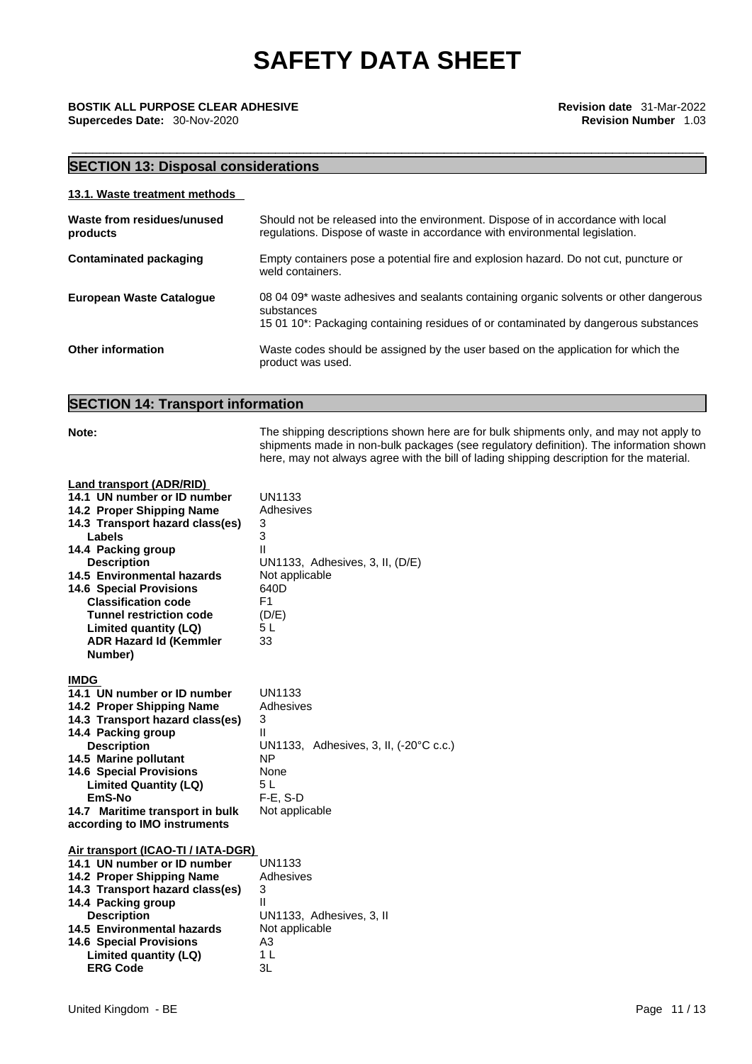## SECTION 13: Disposal considerations

### 13.1. Waste treatment methods

| | |
|---|---|
| **Waste from residues/unused products** | Should not be released into the environment. Dispose of in accordance with local regulations. Dispose of waste in accordance with environmental legislation. |
| **Contaminated packaging** | Empty containers pose a potential fire and explosion hazard. Do not cut, puncture or weld containers. |
| **European Waste Catalogue** | 08 04 09* waste adhesives and sealants containing organic solvents or other dangerous substances<br>15 01 10*: Packaging containing residues of or contaminated by dangerous substances |
| **Other information** | Waste codes should be assigned by the user based on the application for which the product was used. |

## SECTION 14: Transport information

**Note:** The shipping descriptions shown here are for bulk shipments only, and may not apply to shipments made in non-bulk packages (see regulatory definition). The information shown here, may not always agree with the bill of lading shipping description for the material.

### Land transport (ADR/RID)

| | |
|---|---|
| **14.1 UN number or ID number** | UN1133 |
| **14.2 Proper Shipping Name** | Adhesives |
| **14.3 Transport hazard class(es)** | 3 |
| **Labels** | 3 |
| **14.4 Packing group** | II |
| **Description** | UN1133, Adhesives, 3, II, (D/E) |
| **14.5 Environmental hazards** | Not applicable |
| **14.6 Special Provisions** | 640D |
| **Classification code** | F1 |
| **Tunnel restriction code** | (D/E) |
| **Limited quantity (LQ)** | 5 L |
| **ADR Hazard Id (Kemmler Number)** | 33 |

### IMDG

| | |
|---|---|
| **14.1 UN number or ID number** | UN1133 |
| **14.2 Proper Shipping Name** | Adhesives |
| **14.3 Transport hazard class(es)** | 3 |
| **14.4 Packing group** | II |
| **Description** | UN1133, Adhesives, 3, II, (-20°C c.c.) |
| **14.5 Marine pollutant** | NP |
| **14.6 Special Provisions** | None |
| **Limited Quantity (LQ)** | 5 L |
| **EmS-No** | F-E, S-D |
| **14.7 Maritime transport in bulk according to IMO instruments** | Not applicable |

### Air transport (ICAO-TI / IATA-DGR)

| | |
|---|---|
| **14.1 UN number or ID number** | UN1133 |
| **14.2 Proper Shipping Name** | Adhesives |
| **14.3 Transport hazard class(es)** | 3 |
| **14.4 Packing group** | II |
| **Description** | UN1133, Adhesives, 3, II |
| **14.5 Environmental hazards** | Not applicable |
| **14.6 Special Provisions** | A3 |
| **Limited quantity (LQ)** | 1 L |
| **ERG Code** | 3L |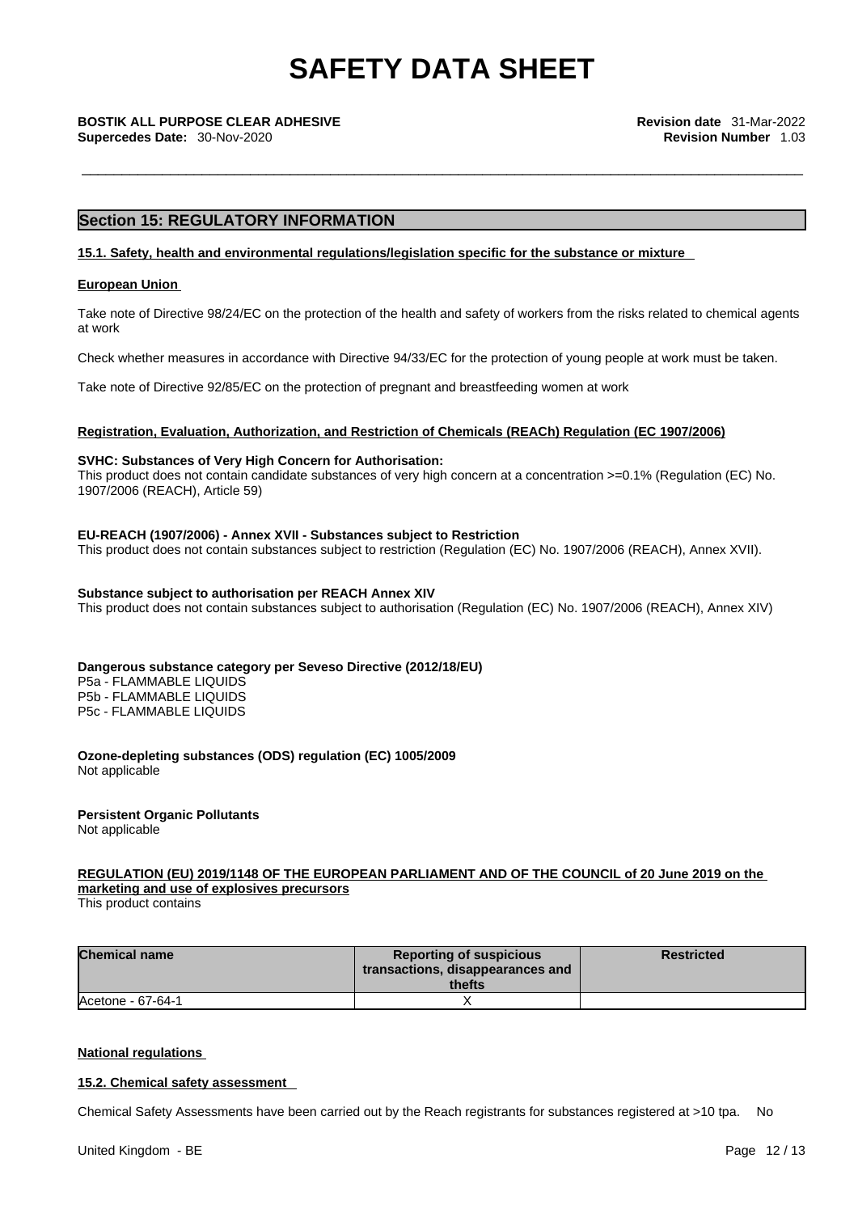## Section 15: REGULATORY INFORMATION

**15.1. Safety, health and environmental regulations/legislation specific for the substance or mixture**

**European Union**

Take note of Directive 98/24/EC on the protection of the health and safety of workers from the risks related to chemical agents at work

Check whether measures in accordance with Directive 94/33/EC for the protection of young people at work must be taken.

Take note of Directive 92/85/EC on the protection of pregnant and breastfeeding women at work

**Registration, Evaluation, Authorization, and Restriction of Chemicals (REACh) Regulation (EC 1907/2006)**

**SVHC: Substances of Very High Concern for Authorisation:**
This product does not contain candidate substances of very high concern at a concentration >=0.1% (Regulation (EC) No. 1907/2006 (REACH), Article 59)

**EU-REACH (1907/2006) - Annex XVII - Substances subject to Restriction**
This product does not contain substances subject to restriction (Regulation (EC) No. 1907/2006 (REACH), Annex XVII).

**Substance subject to authorisation per REACH Annex XIV**
This product does not contain substances subject to authorisation (Regulation (EC) No. 1907/2006 (REACH), Annex XIV)

**Dangerous substance category per Seveso Directive (2012/18/EU)**
P5a - FLAMMABLE LIQUIDS
P5b - FLAMMABLE LIQUIDS
P5c - FLAMMABLE LIQUIDS

**Ozone-depleting substances (ODS) regulation (EC) 1005/2009**
Not applicable

**Persistent Organic Pollutants**
Not applicable

**REGULATION (EU) 2019/1148 OF THE EUROPEAN PARLIAMENT AND OF THE COUNCIL of 20 June 2019 on the marketing and use of explosives precursors**
This product contains

| Chemical name | Reporting of suspicious transactions, disappearances and thefts | Restricted |
|---|---|---|
| Acetone - 67-64-1 | X | |

**National regulations**

**15.2. Chemical safety assessment**

Chemical Safety Assessments have been carried out by the Reach registrants for substances registered at >10 tpa. No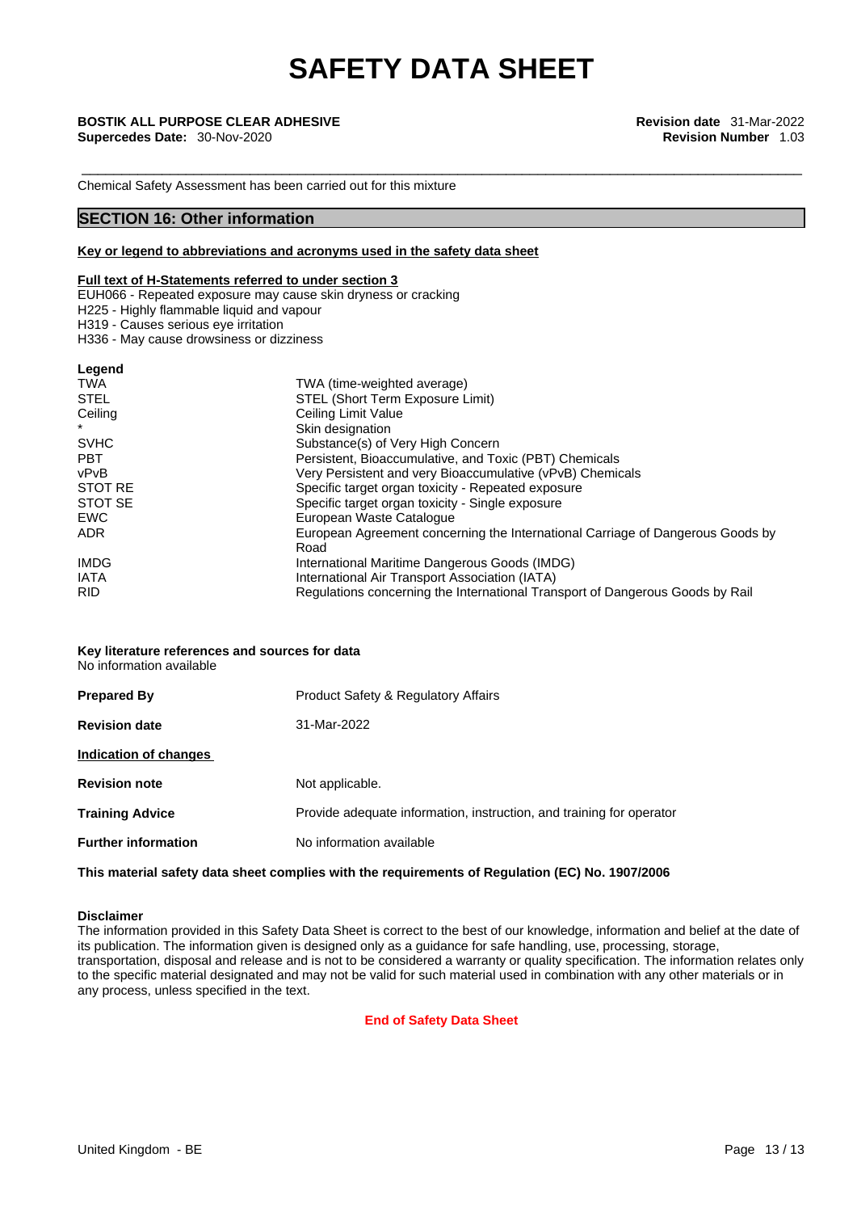Chemical Safety Assessment has been carried out for this mixture

## SECTION 16: Other information

**Key or legend to abbreviations and acronyms used in the safety data sheet**

**Full text of H-Statements referred to under section 3**

EUH066 - Repeated exposure may cause skin dryness or cracking
H225 - Highly flammable liquid and vapour
H319 - Causes serious eye irritation
H336 - May cause drowsiness or dizziness

**Legend**

| | |
|---|---|
| TWA | TWA (time-weighted average) |
| STEL | STEL (Short Term Exposure Limit) |
| Ceiling | Ceiling Limit Value |
| * | Skin designation |
| SVHC | Substance(s) of Very High Concern |
| PBT | Persistent, Bioaccumulative, and Toxic (PBT) Chemicals |
| vPvB | Very Persistent and very Bioaccumulative (vPvB) Chemicals |
| STOT RE | Specific target organ toxicity - Repeated exposure |
| STOT SE | Specific target organ toxicity - Single exposure |
| EWC | European Waste Catalogue |
| ADR | European Agreement concerning the International Carriage of Dangerous Goods by Road |
| IMDG | International Maritime Dangerous Goods (IMDG) |
| IATA | International Air Transport Association (IATA) |
| RID | Regulations concerning the International Transport of Dangerous Goods by Rail |

**Key literature references and sources for data**
No information available

| | |
|---|---|
| **Prepared By** | Product Safety & Regulatory Affairs |
| **Revision date** | 31-Mar-2022 |

**Indication of changes**

| | |
|---|---|
| **Revision note** | Not applicable. |
| **Training Advice** | Provide adequate information, instruction, and training for operator |
| **Further information** | No information available |

**This material safety data sheet complies with the requirements of Regulation (EC) No. 1907/2006**

**Disclaimer**
The information provided in this Safety Data Sheet is correct to the best of our knowledge, information and belief at the date of its publication. The information given is designed only as a guidance for safe handling, use, processing, storage, transportation, disposal and release and is not to be considered a warranty or quality specification. The information relates only to the specific material designated and may not be valid for such material used in combination with any other materials or in any process, unless specified in the text.

**End of Safety Data Sheet**